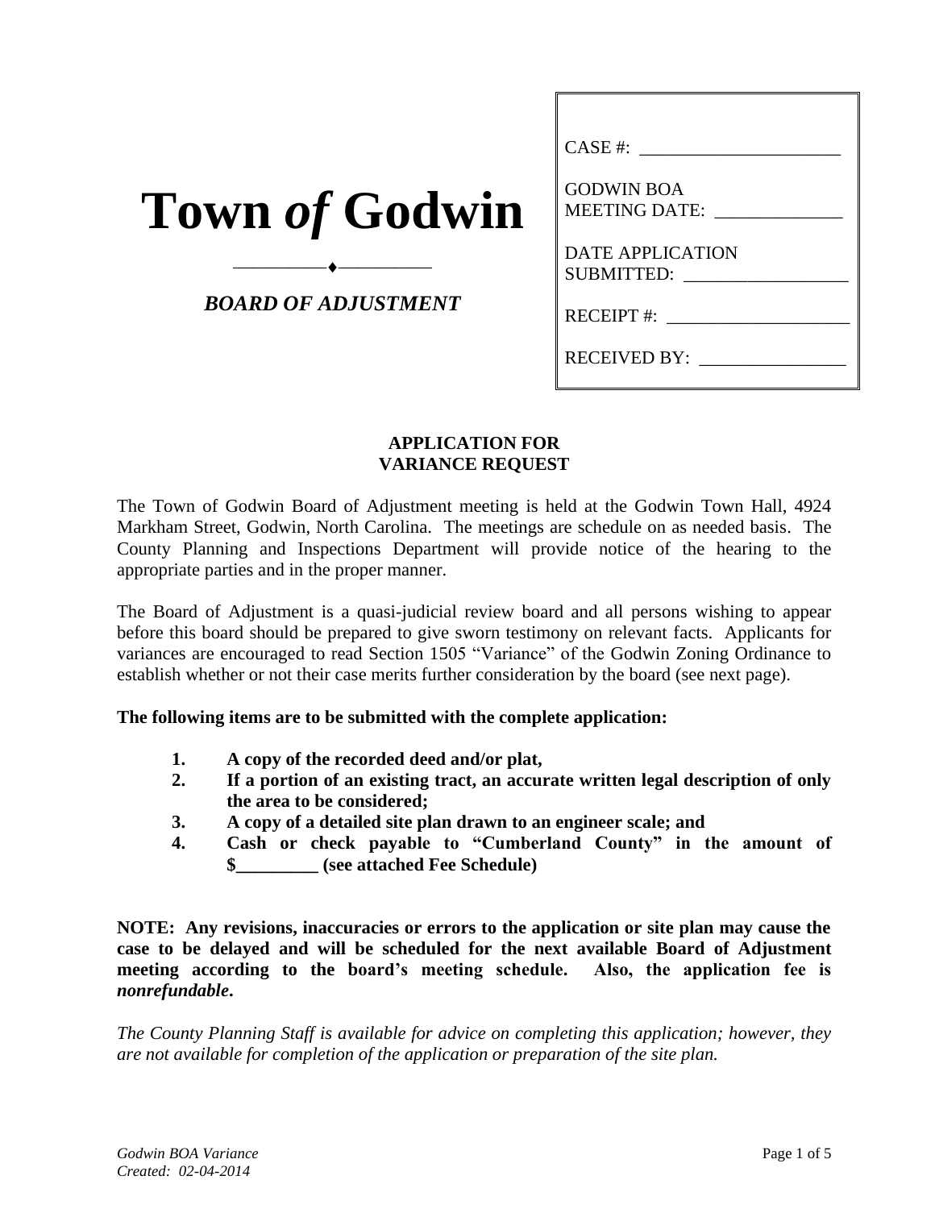# Town *of* Godwin

***BOARD OF ADJUSTMENT***

CASE #: ______________________

GODWIN BOA MEETING DATE: ______________

DATE APPLICATION SUBMITTED: __________________

RECEIPT #: ____________________

RECEIVED BY: ________________

## APPLICATION FOR VARIANCE REQUEST

The Town of Godwin Board of Adjustment meeting is held at the Godwin Town Hall, 4924 Markham Street, Godwin, North Carolina. The meetings are schedule on as needed basis. The County Planning and Inspections Department will provide notice of the hearing to the appropriate parties and in the proper manner.

The Board of Adjustment is a quasi-judicial review board and all persons wishing to appear before this board should be prepared to give sworn testimony on relevant facts. Applicants for variances are encouraged to read Section 1505 "Variance" of the Godwin Zoning Ordinance to establish whether or not their case merits further consideration by the board (see next page).

**The following items are to be submitted with the complete application:**

1. **A copy of the recorded deed and/or plat,**
2. **If a portion of an existing tract, an accurate written legal description of only the area to be considered;**
3. **A copy of a detailed site plan drawn to an engineer scale; and**
4. **Cash or check payable to "Cumberland County" in the amount of $_________ (see attached Fee Schedule)**

**NOTE: Any revisions, inaccuracies or errors to the application or site plan may cause the case to be delayed and will be scheduled for the next available Board of Adjustment meeting according to the board's meeting schedule. Also, the application fee is *nonrefundable*.**

*The County Planning Staff is available for advice on completing this application; however, they are not available for completion of the application or preparation of the site plan.*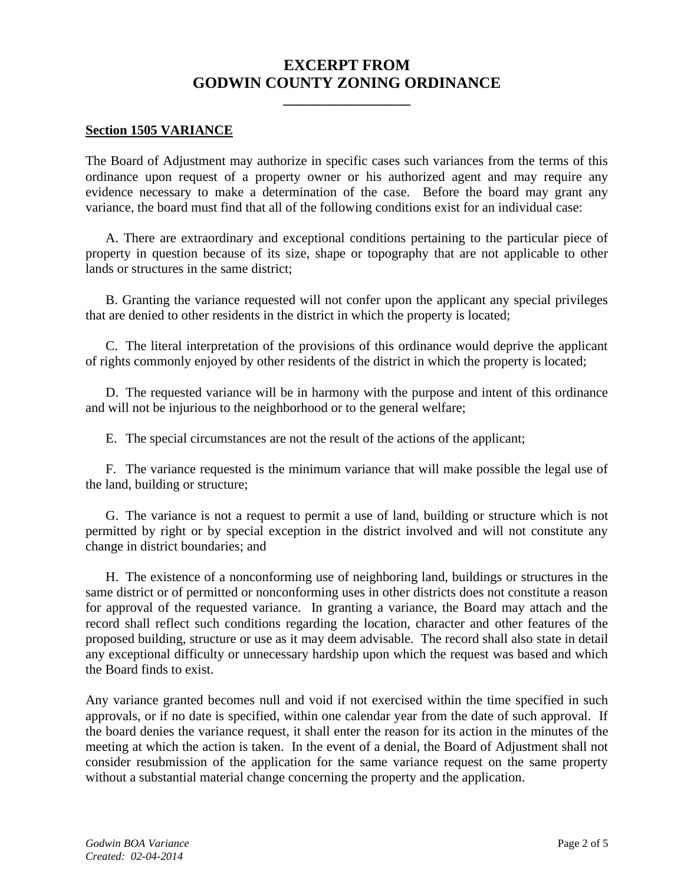# EXCERPT FROM
# GODWIN COUNTY ZONING ORDINANCE

---

**Section 1505 VARIANCE**

The Board of Adjustment may authorize in specific cases such variances from the terms of this ordinance upon request of a property owner or his authorized agent and may require any evidence necessary to make a determination of the case. Before the board may grant any variance, the board must find that all of the following conditions exist for an individual case:

A. There are extraordinary and exceptional conditions pertaining to the particular piece of property in question because of its size, shape or topography that are not applicable to other lands or structures in the same district;

B. Granting the variance requested will not confer upon the applicant any special privileges that are denied to other residents in the district in which the property is located;

C. The literal interpretation of the provisions of this ordinance would deprive the applicant of rights commonly enjoyed by other residents of the district in which the property is located;

D. The requested variance will be in harmony with the purpose and intent of this ordinance and will not be injurious to the neighborhood or to the general welfare;

E. The special circumstances are not the result of the actions of the applicant;

F. The variance requested is the minimum variance that will make possible the legal use of the land, building or structure;

G. The variance is not a request to permit a use of land, building or structure which is not permitted by right or by special exception in the district involved and will not constitute any change in district boundaries; and

H. The existence of a nonconforming use of neighboring land, buildings or structures in the same district or of permitted or nonconforming uses in other districts does not constitute a reason for approval of the requested variance. In granting a variance, the Board may attach and the record shall reflect such conditions regarding the location, character and other features of the proposed building, structure or use as it may deem advisable. The record shall also state in detail any exceptional difficulty or unnecessary hardship upon which the request was based and which the Board finds to exist.

Any variance granted becomes null and void if not exercised within the time specified in such approvals, or if no date is specified, within one calendar year from the date of such approval. If the board denies the variance request, it shall enter the reason for its action in the minutes of the meeting at which the action is taken. In the event of a denial, the Board of Adjustment shall not consider resubmission of the application for the same variance request on the same property without a substantial material change concerning the property and the application.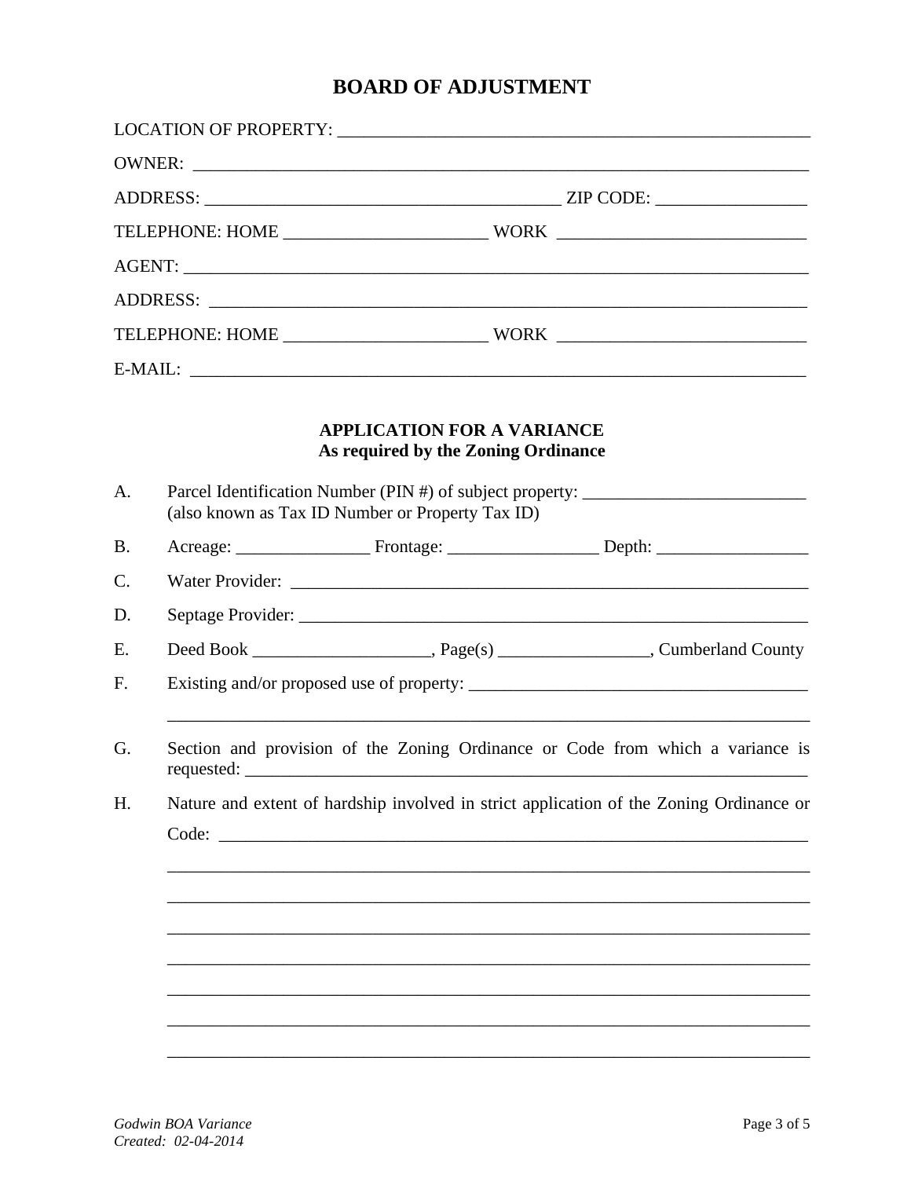# BOARD OF ADJUSTMENT

LOCATION OF PROPERTY: ______________________________________________________

OWNER: ______________________________________________________________________

ADDRESS: _________________________________________ ZIP CODE: _________________

TELEPHONE: HOME ______________________ WORK ___________________________

AGENT: ______________________________________________________________________

ADDRESS: ____________________________________________________________________

TELEPHONE: HOME ______________________ WORK ___________________________

E-MAIL: _____________________________________________________________________

## APPLICATION FOR A VARIANCE
**As required by the Zoning Ordinance**

A. Parcel Identification Number (PIN #) of subject property: _________________________
(also known as Tax ID Number or Property Tax ID)

B. Acreage: _______________ Frontage: ________________ Depth: _________________

C. Water Provider: ___________________________________________________________

D. Septage Provider: _________________________________________________________

E. Deed Book ____________________, Page(s) ________________, Cumberland County

F. Existing and/or proposed use of property: _____________________________________

_________________________________________________________________________

G. Section and provision of the Zoning Ordinance or Code from which a variance is requested: ____________________________________________________________

H. Nature and extent of hardship involved in strict application of the Zoning Ordinance or Code: ____________________________________________________________________

_________________________________________________________________________

_________________________________________________________________________

_________________________________________________________________________

_________________________________________________________________________

_________________________________________________________________________

_________________________________________________________________________

_________________________________________________________________________

*Godwin BOA Variance*
*Created: 02-04-2014*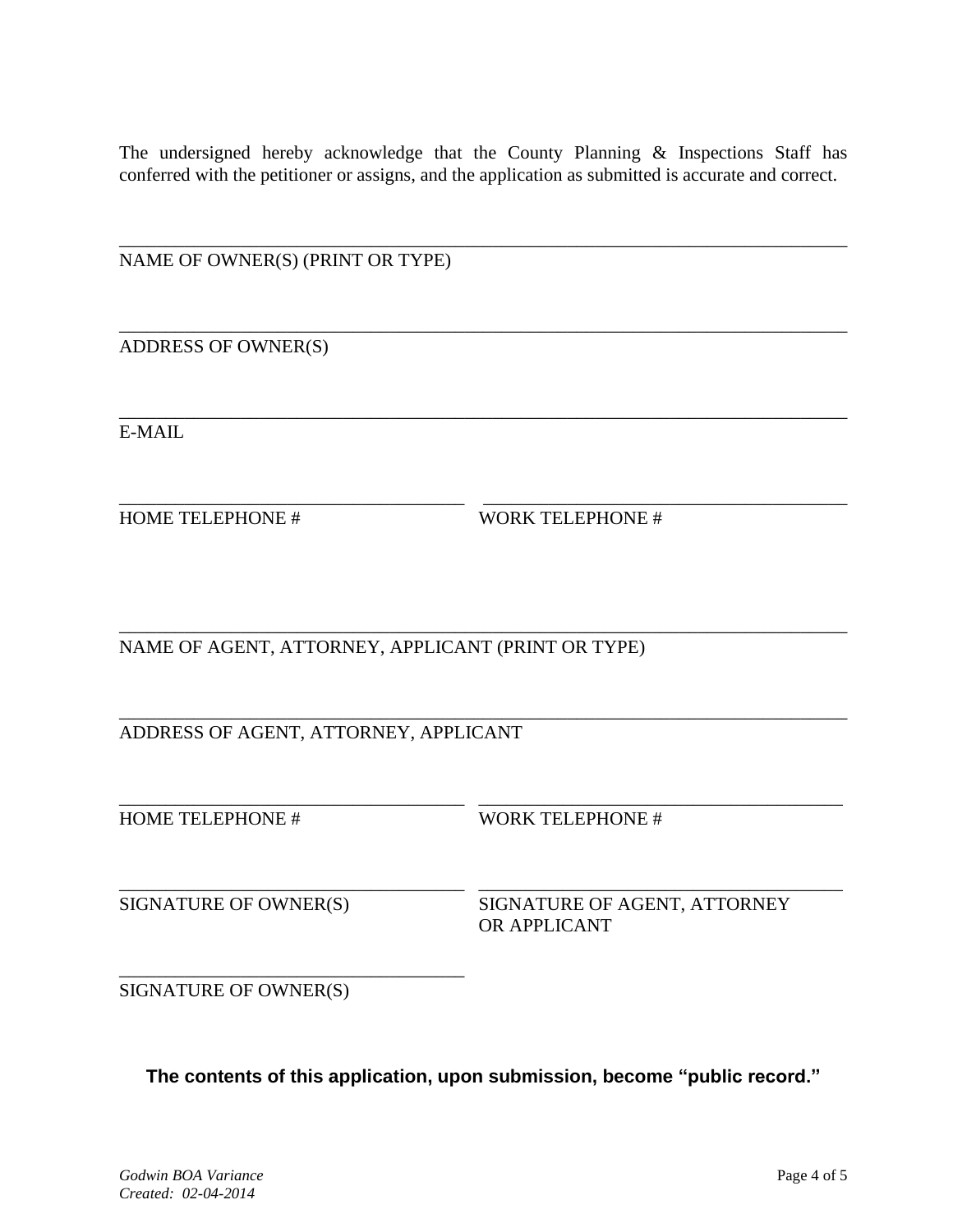The undersigned hereby acknowledge that the County Planning & Inspections Staff has conferred with the petitioner or assigns, and the application as submitted is accurate and correct.

\_\_\_\_\_\_\_\_\_\_\_\_\_\_\_\_\_\_\_\_\_\_\_\_\_\_\_\_\_\_\_\_\_\_\_\_\_\_\_\_\_\_\_\_\_\_\_\_\_\_\_\_\_\_\_\_\_\_\_\_\_\_\_\_\_\_\_\_\_\_\_\_\_\_\_\_
NAME OF OWNER(S) (PRINT OR TYPE)

\_\_\_\_\_\_\_\_\_\_\_\_\_\_\_\_\_\_\_\_\_\_\_\_\_\_\_\_\_\_\_\_\_\_\_\_\_\_\_\_\_\_\_\_\_\_\_\_\_\_\_\_\_\_\_\_\_\_\_\_\_\_\_\_\_\_\_\_\_\_\_\_\_\_\_\_
ADDRESS OF OWNER(S)

\_\_\_\_\_\_\_\_\_\_\_\_\_\_\_\_\_\_\_\_\_\_\_\_\_\_\_\_\_\_\_\_\_\_\_\_\_\_\_\_\_\_\_\_\_\_\_\_\_\_\_\_\_\_\_\_\_\_\_\_\_\_\_\_\_\_\_\_\_\_\_\_\_\_\_\_
E-MAIL

| \_\_\_\_\_\_\_\_\_\_\_\_\_\_\_\_\_\_\_\_\_\_\_\_\_\_\_\_\_\_\_\_\_\_\_\_ | \_\_\_\_\_\_\_\_\_\_\_\_\_\_\_\_\_\_\_\_\_\_\_\_\_\_\_\_\_\_\_\_\_\_\_\_ |
|---|---|
| HOME TELEPHONE # | WORK TELEPHONE # |

\_\_\_\_\_\_\_\_\_\_\_\_\_\_\_\_\_\_\_\_\_\_\_\_\_\_\_\_\_\_\_\_\_\_\_\_\_\_\_\_\_\_\_\_\_\_\_\_\_\_\_\_\_\_\_\_\_\_\_\_\_\_\_\_\_\_\_\_\_\_\_\_\_\_\_\_
NAME OF AGENT, ATTORNEY, APPLICANT (PRINT OR TYPE)

\_\_\_\_\_\_\_\_\_\_\_\_\_\_\_\_\_\_\_\_\_\_\_\_\_\_\_\_\_\_\_\_\_\_\_\_\_\_\_\_\_\_\_\_\_\_\_\_\_\_\_\_\_\_\_\_\_\_\_\_\_\_\_\_\_\_\_\_\_\_\_\_\_\_\_\_
ADDRESS OF AGENT, ATTORNEY, APPLICANT

| \_\_\_\_\_\_\_\_\_\_\_\_\_\_\_\_\_\_\_\_\_\_\_\_\_\_\_\_\_\_\_\_\_\_\_\_ | \_\_\_\_\_\_\_\_\_\_\_\_\_\_\_\_\_\_\_\_\_\_\_\_\_\_\_\_\_\_\_\_\_\_\_\_ |
|---|---|
| HOME TELEPHONE # | WORK TELEPHONE # |
| | |
| \_\_\_\_\_\_\_\_\_\_\_\_\_\_\_\_\_\_\_\_\_\_\_\_\_\_\_\_\_\_\_\_\_\_\_\_ | \_\_\_\_\_\_\_\_\_\_\_\_\_\_\_\_\_\_\_\_\_\_\_\_\_\_\_\_\_\_\_\_\_\_\_\_ |
| SIGNATURE OF OWNER(S) | SIGNATURE OF AGENT, ATTORNEY OR APPLICANT |
| | |
| \_\_\_\_\_\_\_\_\_\_\_\_\_\_\_\_\_\_\_\_\_\_\_\_\_\_\_\_\_\_\_\_\_\_\_\_ | |
| SIGNATURE OF OWNER(S) | |

**The contents of this application, upon submission, become "public record."**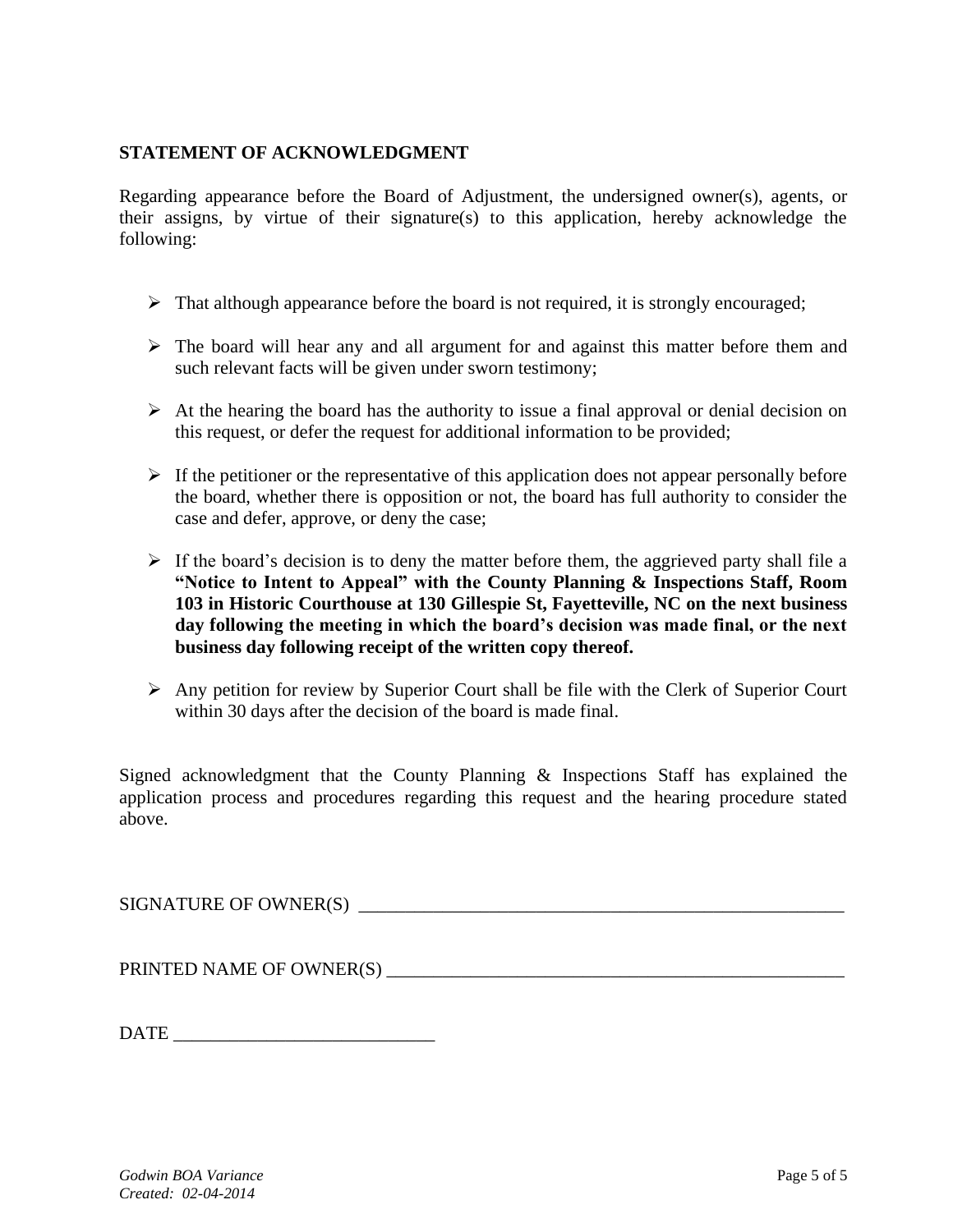**STATEMENT OF ACKNOWLEDGMENT**

Regarding appearance before the Board of Adjustment, the undersigned owner(s), agents, or their assigns, by virtue of their signature(s) to this application, hereby acknowledge the following:

- That although appearance before the board is not required, it is strongly encouraged;
- The board will hear any and all argument for and against this matter before them and such relevant facts will be given under sworn testimony;
- At the hearing the board has the authority to issue a final approval or denial decision on this request, or defer the request for additional information to be provided;
- If the petitioner or the representative of this application does not appear personally before the board, whether there is opposition or not, the board has full authority to consider the case and defer, approve, or deny the case;
- If the board's decision is to deny the matter before them, the aggrieved party shall file a **"Notice to Intent to Appeal" with the County Planning & Inspections Staff, Room 103 in Historic Courthouse at 130 Gillespie St, Fayetteville, NC on the next business day following the meeting in which the board's decision was made final, or the next business day following receipt of the written copy thereof.**
- Any petition for review by Superior Court shall be file with the Clerk of Superior Court within 30 days after the decision of the board is made final.

Signed acknowledgment that the County Planning & Inspections Staff has explained the application process and procedures regarding this request and the hearing procedure stated above.

SIGNATURE OF OWNER(S) ______________________________________________________

PRINTED NAME OF OWNER(S) __________________________________________________

DATE ____________________________

*Godwin BOA Variance*
*Created: 02-04-2014*